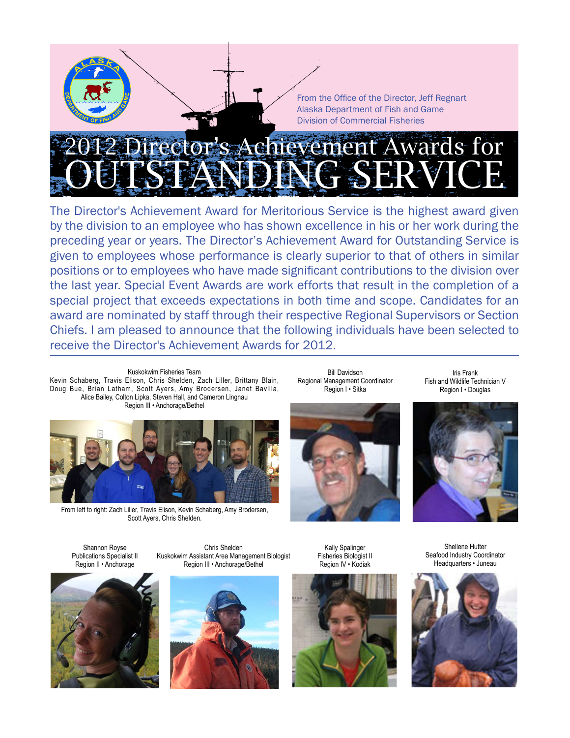From the Office of the Director, Jeff Regnart
Alaska Department of Fish and Game
Division of Commercial Fisheries

# 2012 Director's Achievement Awards for OUTSTANDING SERVICE

The Director's Achievement Award for Meritorious Service is the highest award given by the division to an employee who has shown excellence in his or her work during the preceding year or years. The Director's Achievement Award for Outstanding Service is given to employees whose performance is clearly superior to that of others in similar positions or to employees who have made significant contributions to the division over the last year. Special Event Awards are work efforts that result in the completion of a special project that exceeds expectations in both time and scope. Candidates for an award are nominated by staff through their respective Regional Supervisors or Section Chiefs. I am pleased to announce that the following individuals have been selected to receive the Director's Achievement Awards for 2012.

---

Kuskokwim Fisheries Team
Kevin Schaberg, Travis Elison, Chris Shelden, Zach Liller, Brittany Blain, Doug Bue, Brian Latham, Scott Ayers, Amy Brodersen, Janet Bavilla, Alice Bailey, Colton Lipka, Steven Hall, and Cameron Lingnau
Region III • Anchorage/Bethel

From left to right: Zach Liller, Travis Elison, Kevin Schaberg, Amy Brodersen, Scott Ayers, Chris Shelden.

Bill Davidson
Regional Management Coordinator
Region I • Sitka

Iris Frank
Fish and Wildlife Technician V
Region I • Douglas

Shannon Royse
Publications Specialist II
Region II • Anchorage

Chris Shelden
Kuskokwim Assistant Area Management Biologist
Region III • Anchorage/Bethel

Kally Spalinger
Fisheries Biologist II
Region IV • Kodiak

Shellene Hutter
Seafood Industry Coordinator
Headquarters • Juneau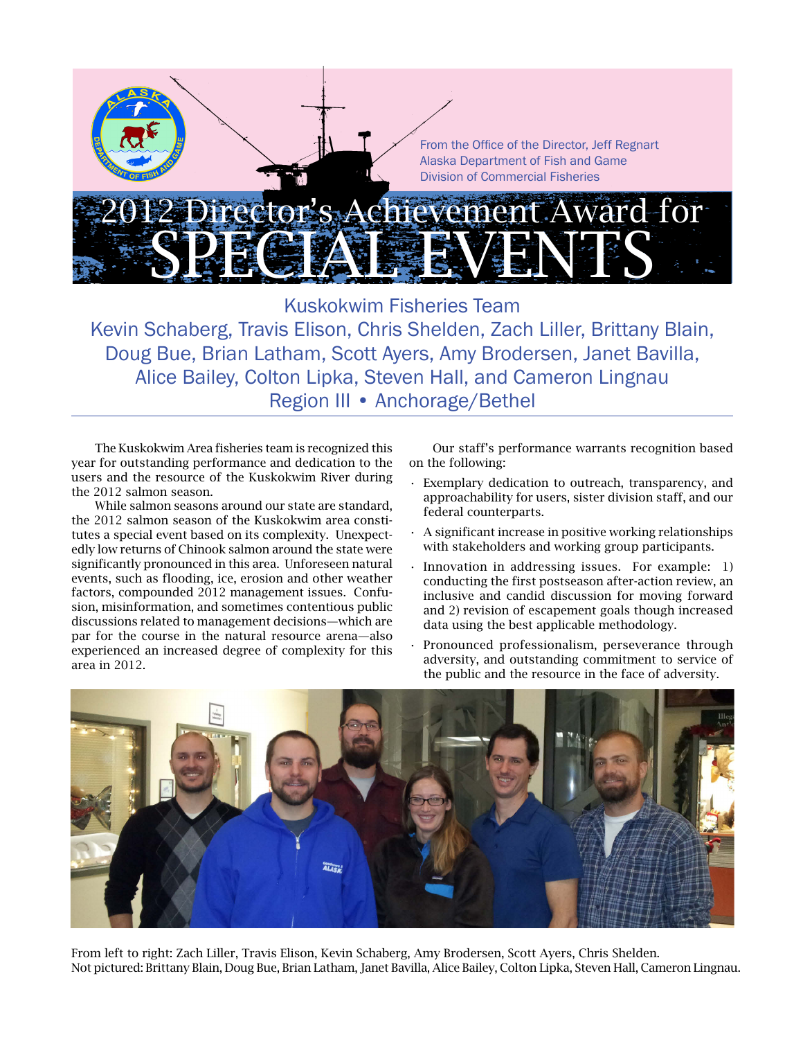From the Office of the Director, Jeff Regnart
Alaska Department of Fish and Game
Division of Commercial Fisheries

# 2012 Director's Achievement Award for SPECIAL EVENTS

## Kuskokwim Fisheries Team

Kevin Schaberg, Travis Elison, Chris Shelden, Zach Liller, Brittany Blain, Doug Bue, Brian Latham, Scott Ayers, Amy Brodersen, Janet Bavilla, Alice Bailey, Colton Lipka, Steven Hall, and Cameron Lingnau

Region III • Anchorage/Bethel

The Kuskokwim Area fisheries team is recognized this year for outstanding performance and dedication to the users and the resource of the Kuskokwim River during the 2012 salmon season.

While salmon seasons around our state are standard, the 2012 salmon season of the Kuskokwim area constitutes a special event based on its complexity. Unexpectedly low returns of Chinook salmon around the state were significantly pronounced in this area. Unforeseen natural events, such as flooding, ice, erosion and other weather factors, compounded 2012 management issues. Confusion, misinformation, and sometimes contentious public discussions related to management decisions—which are par for the course in the natural resource arena—also experienced an increased degree of complexity for this area in 2012.

Our staff's performance warrants recognition based on the following:

- Exemplary dedication to outreach, transparency, and approachability for users, sister division staff, and our federal counterparts.
- A significant increase in positive working relationships with stakeholders and working group participants.
- Innovation in addressing issues. For example: 1) conducting the first postseason after-action review, an inclusive and candid discussion for moving forward and 2) revision of escapement goals though increased data using the best applicable methodology.
- Pronounced professionalism, perseverance through adversity, and outstanding commitment to service of the public and the resource in the face of adversity.

From left to right: Zach Liller, Travis Elison, Kevin Schaberg, Amy Brodersen, Scott Ayers, Chris Shelden.
Not pictured: Brittany Blain, Doug Bue, Brian Latham, Janet Bavilla, Alice Bailey, Colton Lipka, Steven Hall, Cameron Lingnau.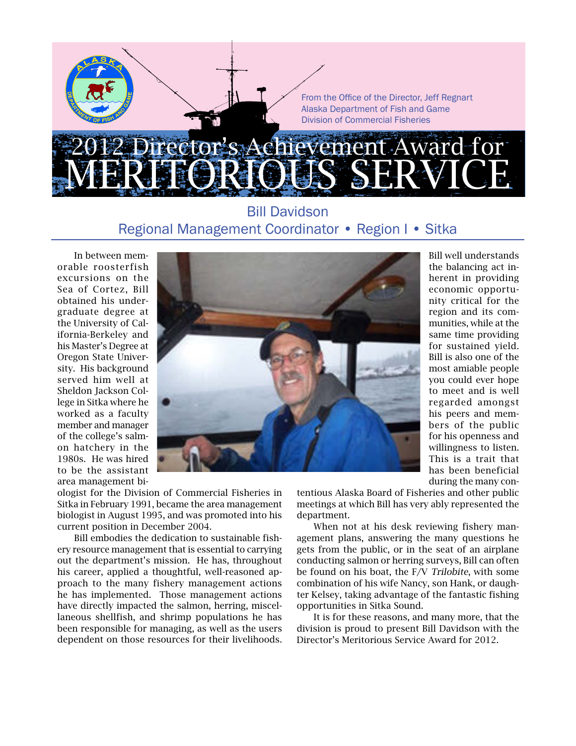From the Office of the Director, Jeff Regnart
Alaska Department of Fish and Game
Division of Commercial Fisheries

# 2012 Director's Achievement Award for MERITORIOUS SERVICE

## Bill Davidson
### Regional Management Coordinator • Region I • Sitka

In between memorable roosterfish excursions on the Sea of Cortez, Bill obtained his undergraduate degree at the University of California-Berkeley and his Master's Degree at Oregon State University. His background served him well at Sheldon Jackson College in Sitka where he worked as a faculty member and manager of the college's salmon hatchery in the 1980s. He was hired to be the assistant area management biologist for the Division of Commercial Fisheries in Sitka in February 1991, became the area management biologist in August 1995, and was promoted into his current position in December 2004.

Bill embodies the dedication to sustainable fishery resource management that is essential to carrying out the department's mission. He has, throughout his career, applied a thoughtful, well-reasoned approach to the many fishery management actions he has implemented. Those management actions have directly impacted the salmon, herring, miscellaneous shellfish, and shrimp populations he has been responsible for managing, as well as the users dependent on those resources for their livelihoods. Bill well understands the balancing act inherent in providing economic opportunity critical for the region and its communities, while at the same time providing for sustained yield. Bill is also one of the most amiable people you could ever hope to meet and is well regarded amongst his peers and members of the public for his openness and willingness to listen. This is a trait that has been beneficial during the many contentious Alaska Board of Fisheries and other public meetings at which Bill has very ably represented the department.

When not at his desk reviewing fishery management plans, answering the many questions he gets from the public, or in the seat of an airplane conducting salmon or herring surveys, Bill can often be found on his boat, the F/V *Trilobite*, with some combination of his wife Nancy, son Hank, or daughter Kelsey, taking advantage of the fantastic fishing opportunities in Sitka Sound.

It is for these reasons, and many more, that the division is proud to present Bill Davidson with the Director's Meritorious Service Award for 2012.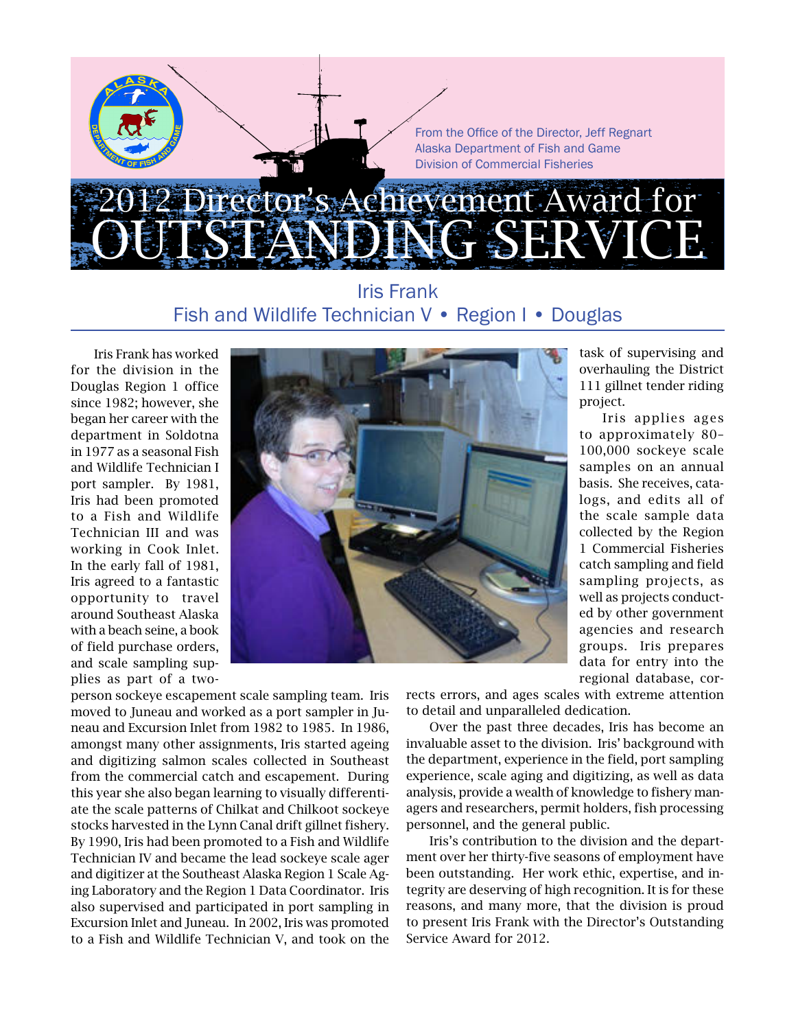From the Office of the Director, Jeff Regnart
Alaska Department of Fish and Game
Division of Commercial Fisheries

# 2012 Director's Achievement Award for OUTSTANDING SERVICE

## Iris Frank
### Fish and Wildlife Technician V • Region I • Douglas

Iris Frank has worked for the division in the Douglas Region 1 office since 1982; however, she began her career with the department in Soldotna in 1977 as a seasonal Fish and Wildlife Technician I port sampler. By 1981, Iris had been promoted to a Fish and Wildlife Technician III and was working in Cook Inlet. In the early fall of 1981, Iris agreed to a fantastic opportunity to travel around Southeast Alaska with a beach seine, a book of field purchase orders, and scale sampling supplies as part of a two-person sockeye escapement scale sampling team. Iris moved to Juneau and worked as a port sampler in Juneau and Excursion Inlet from 1982 to 1985. In 1986, amongst many other assignments, Iris started ageing and digitizing salmon scales collected in Southeast from the commercial catch and escapement. During this year she also began learning to visually differentiate the scale patterns of Chilkat and Chilkoot sockeye stocks harvested in the Lynn Canal drift gillnet fishery. By 1990, Iris had been promoted to a Fish and Wildlife Technician IV and became the lead sockeye scale ager and digitizer at the Southeast Alaska Region 1 Scale Aging Laboratory and the Region 1 Data Coordinator. Iris also supervised and participated in port sampling in Excursion Inlet and Juneau. In 2002, Iris was promoted to a Fish and Wildlife Technician V, and took on the task of supervising and overhauling the District 111 gillnet tender riding project.

Iris applies ages to approximately 80–100,000 sockeye scale samples on an annual basis. She receives, catalogs, and edits all of the scale sample data collected by the Region 1 Commercial Fisheries catch sampling and field sampling projects, as well as projects conducted by other government agencies and research groups. Iris prepares data for entry into the regional database, corrects errors, and ages scales with extreme attention to detail and unparalleled dedication.

Over the past three decades, Iris has become an invaluable asset to the division. Iris' background with the department, experience in the field, port sampling experience, scale aging and digitizing, as well as data analysis, provide a wealth of knowledge to fishery managers and researchers, permit holders, fish processing personnel, and the general public.

Iris's contribution to the division and the department over her thirty-five seasons of employment have been outstanding. Her work ethic, expertise, and integrity are deserving of high recognition. It is for these reasons, and many more, that the division is proud to present Iris Frank with the Director's Outstanding Service Award for 2012.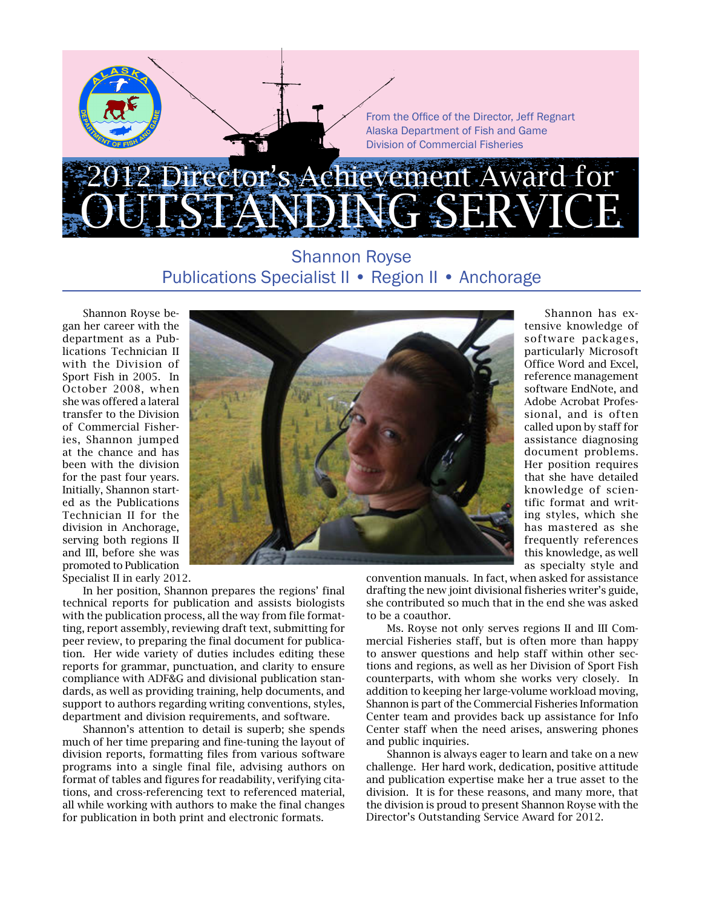From the Office of the Director, Jeff Regnart
Alaska Department of Fish and Game
Division of Commercial Fisheries

# 2012 Director's Achievement Award for OUTSTANDING SERVICE

## Shannon Royse
## Publications Specialist II • Region II • Anchorage

Shannon Royse began her career with the department as a Publications Technician II with the Division of Sport Fish in 2005. In October 2008, when she was offered a lateral transfer to the Division of Commercial Fisheries, Shannon jumped at the chance and has been with the division for the past four years. Initially, Shannon started as the Publications Technician II for the division in Anchorage, serving both regions II and III, before she was promoted to Publication Specialist II in early 2012.

In her position, Shannon prepares the regions' final technical reports for publication and assists biologists with the publication process, all the way from file formatting, report assembly, reviewing draft text, submitting for peer review, to preparing the final document for publication. Her wide variety of duties includes editing these reports for grammar, punctuation, and clarity to ensure compliance with ADF&G and divisional publication standards, as well as providing training, help documents, and support to authors regarding writing conventions, styles, department and division requirements, and software.

Shannon's attention to detail is superb; she spends much of her time preparing and fine-tuning the layout of division reports, formatting files from various software programs into a single final file, advising authors on format of tables and figures for readability, verifying citations, and cross-referencing text to referenced material, all while working with authors to make the final changes for publication in both print and electronic formats.

Shannon has extensive knowledge of software packages, particularly Microsoft Office Word and Excel, reference management software EndNote, and Adobe Acrobat Professional, and is often called upon by staff for assistance diagnosing document problems. Her position requires that she have detailed knowledge of scientific format and writing styles, which she has mastered as she frequently references this knowledge, as well as specialty style and convention manuals. In fact, when asked for assistance drafting the new joint divisional fisheries writer's guide, she contributed so much that in the end she was asked to be a coauthor.

Ms. Royse not only serves regions II and III Commercial Fisheries staff, but is often more than happy to answer questions and help staff within other sections and regions, as well as her Division of Sport Fish counterparts, with whom she works very closely. In addition to keeping her large-volume workload moving, Shannon is part of the Commercial Fisheries Information Center team and provides back up assistance for Info Center staff when the need arises, answering phones and public inquiries.

Shannon is always eager to learn and take on a new challenge. Her hard work, dedication, positive attitude and publication expertise make her a true asset to the division. It is for these reasons, and many more, that the division is proud to present Shannon Royse with the Director's Outstanding Service Award for 2012.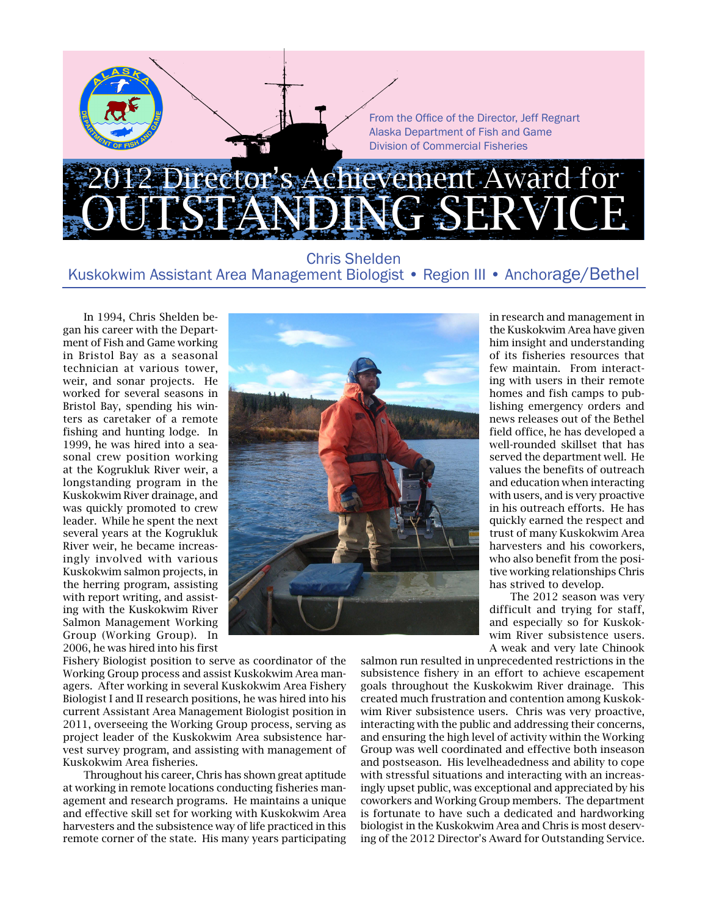From the Office of the Director, Jeff Regnart
Alaska Department of Fish and Game
Division of Commercial Fisheries

# 2012 Director's Achievement Award for OUTSTANDING SERVICE

## Chris Shelden
### Kuskokwim Assistant Area Management Biologist • Region III • Anchorage/Bethel

In 1994, Chris Shelden began his career with the Department of Fish and Game working in Bristol Bay as a seasonal technician at various tower, weir, and sonar projects. He worked for several seasons in Bristol Bay, spending his winters as caretaker of a remote fishing and hunting lodge. In 1999, he was hired into a seasonal crew position working at the Kogrukluk River weir, a longstanding program in the Kuskokwim River drainage, and was quickly promoted to crew leader. While he spent the next several years at the Kogrukluk River weir, he became increasingly involved with various Kuskokwim salmon projects, in the herring program, assisting with report writing, and assisting with the Kuskokwim River Salmon Management Working Group (Working Group). In 2006, he was hired into his first Fishery Biologist position to serve as coordinator of the Working Group process and assist Kuskokwim Area managers. After working in several Kuskokwim Area Fishery Biologist I and II research positions, he was hired into his current Assistant Area Management Biologist position in 2011, overseeing the Working Group process, serving as project leader of the Kuskokwim Area subsistence harvest survey program, and assisting with management of Kuskokwim Area fisheries.

Throughout his career, Chris has shown great aptitude at working in remote locations conducting fisheries management and research programs. He maintains a unique and effective skill set for working with Kuskokwim Area harvesters and the subsistence way of life practiced in this remote corner of the state. His many years participating in research and management in the Kuskokwim Area have given him insight and understanding of its fisheries resources that few maintain. From interacting with users in their remote homes and fish camps to publishing emergency orders and news releases out of the Bethel field office, he has developed a well-rounded skillset that has served the department well. He values the benefits of outreach and education when interacting with users, and is very proactive in his outreach efforts. He has quickly earned the respect and trust of many Kuskokwim Area harvesters and his coworkers, who also benefit from the positive working relationships Chris has strived to develop.

The 2012 season was very difficult and trying for staff, and especially so for Kuskokwim River subsistence users. A weak and very late Chinook salmon run resulted in unprecedented restrictions in the subsistence fishery in an effort to achieve escapement goals throughout the Kuskokwim River drainage. This created much frustration and contention among Kuskokwim River subsistence users. Chris was very proactive, interacting with the public and addressing their concerns, and ensuring the high level of activity within the Working Group was well coordinated and effective both inseason and postseason. His levelheadedness and ability to cope with stressful situations and interacting with an increasingly upset public, was exceptional and appreciated by his coworkers and Working Group members. The department is fortunate to have such a dedicated and hardworking biologist in the Kuskokwim Area and Chris is most deserving of the 2012 Director's Award for Outstanding Service.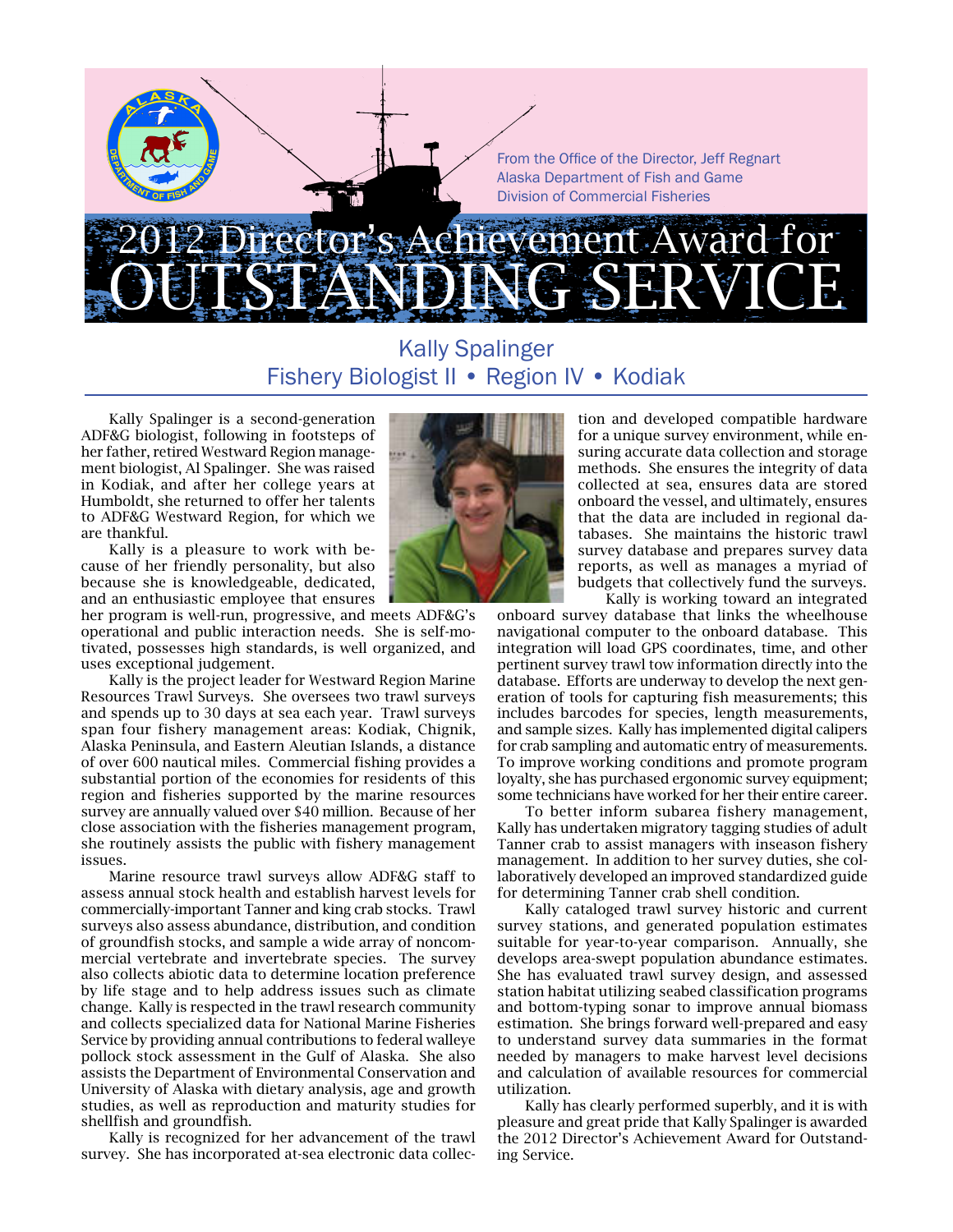From the Office of the Director, Jeff Regnart
Alaska Department of Fish and Game
Division of Commercial Fisheries

# 2012 Director's Achievement Award for OUTSTANDING SERVICE

## Kally Spalinger
## Fishery Biologist II • Region IV • Kodiak

Kally Spalinger is a second-generation ADF&G biologist, following in footsteps of her father, retired Westward Region management biologist, Al Spalinger. She was raised in Kodiak, and after her college years at Humboldt, she returned to offer her talents to ADF&G Westward Region, for which we are thankful.

Kally is a pleasure to work with because of her friendly personality, but also because she is knowledgeable, dedicated, and an enthusiastic employee that ensures her program is well-run, progressive, and meets ADF&G's operational and public interaction needs. She is self-motivated, possesses high standards, is well organized, and uses exceptional judgement.

Kally is the project leader for Westward Region Marine Resources Trawl Surveys. She oversees two trawl surveys and spends up to 30 days at sea each year. Trawl surveys span four fishery management areas: Kodiak, Chignik, Alaska Peninsula, and Eastern Aleutian Islands, a distance of over 600 nautical miles. Commercial fishing provides a substantial portion of the economies for residents of this region and fisheries supported by the marine resources survey are annually valued over $40 million. Because of her close association with the fisheries management program, she routinely assists the public with fishery management issues.

Marine resource trawl surveys allow ADF&G staff to assess annual stock health and establish harvest levels for commercially-important Tanner and king crab stocks. Trawl surveys also assess abundance, distribution, and condition of groundfish stocks, and sample a wide array of noncommercial vertebrate and invertebrate species. The survey also collects abiotic data to determine location preference by life stage and to help address issues such as climate change. Kally is respected in the trawl research community and collects specialized data for National Marine Fisheries Service by providing annual contributions to federal walleye pollock stock assessment in the Gulf of Alaska. She also assists the Department of Environmental Conservation and University of Alaska with dietary analysis, age and growth studies, as well as reproduction and maturity studies for shellfish and groundfish.

Kally is recognized for her advancement of the trawl survey. She has incorporated at-sea electronic data collection and developed compatible hardware for a unique survey environment, while ensuring accurate data collection and storage methods. She ensures the integrity of data collected at sea, ensures data are stored onboard the vessel, and ultimately, ensures that the data are included in regional databases. She maintains the historic trawl survey database and prepares survey data reports, as well as manages a myriad of budgets that collectively fund the surveys.

Kally is working toward an integrated onboard survey database that links the wheelhouse navigational computer to the onboard database. This integration will load GPS coordinates, time, and other pertinent survey trawl tow information directly into the database. Efforts are underway to develop the next generation of tools for capturing fish measurements; this includes barcodes for species, length measurements, and sample sizes. Kally has implemented digital calipers for crab sampling and automatic entry of measurements. To improve working conditions and promote program loyalty, she has purchased ergonomic survey equipment; some technicians have worked for her their entire career.

To better inform subarea fishery management, Kally has undertaken migratory tagging studies of adult Tanner crab to assist managers with inseason fishery management. In addition to her survey duties, she collaboratively developed an improved standardized guide for determining Tanner crab shell condition.

Kally cataloged trawl survey historic and current survey stations, and generated population estimates suitable for year-to-year comparison. Annually, she develops area-swept population abundance estimates. She has evaluated trawl survey design, and assessed station habitat utilizing seabed classification programs and bottom-typing sonar to improve annual biomass estimation. She brings forward well-prepared and easy to understand survey data summaries in the format needed by managers to make harvest level decisions and calculation of available resources for commercial utilization.

Kally has clearly performed superbly, and it is with pleasure and great pride that Kally Spalinger is awarded the 2012 Director's Achievement Award for Outstanding Service.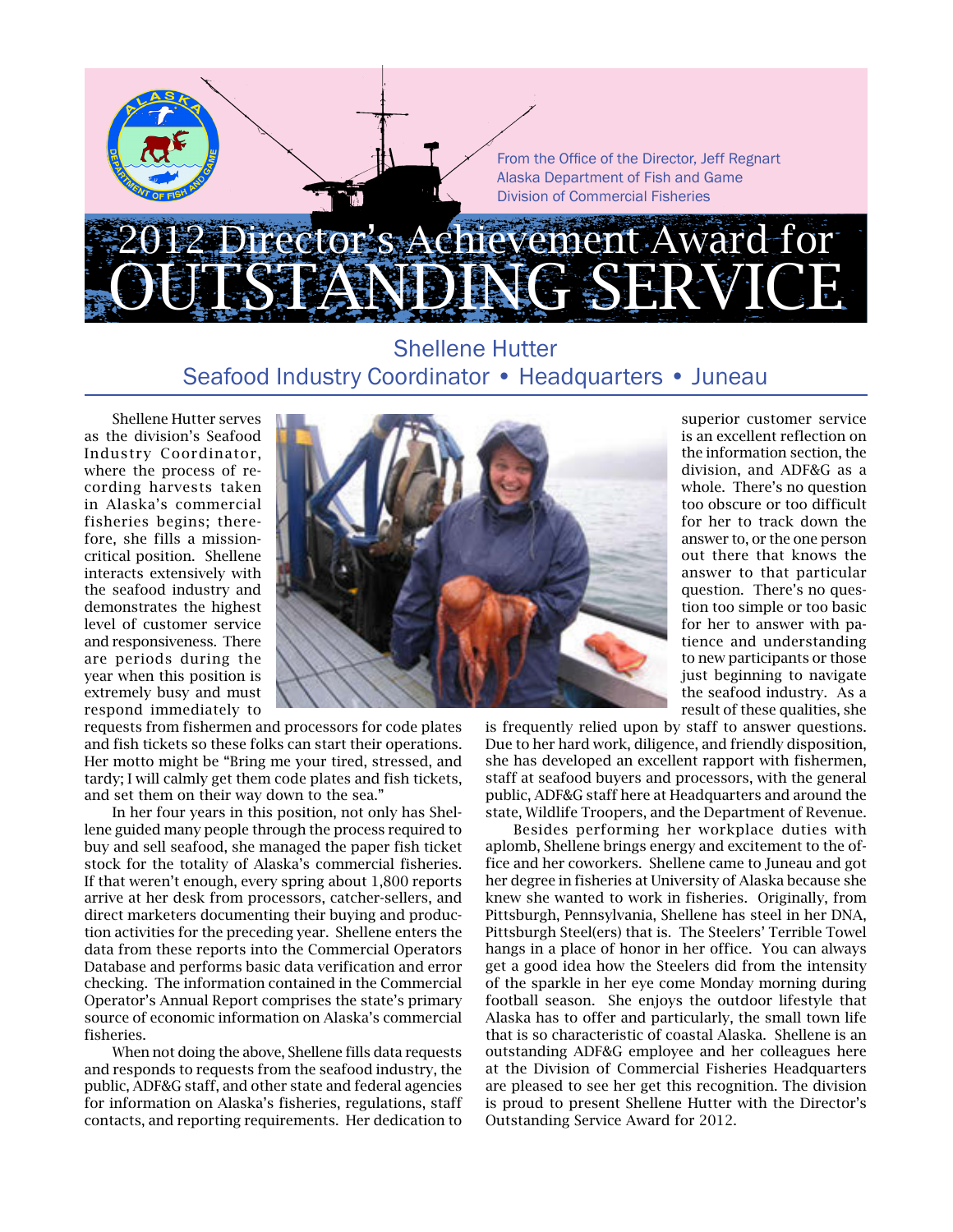From the Office of the Director, Jeff Regnart
Alaska Department of Fish and Game
Division of Commercial Fisheries

# 2012 Director's Achievement Award for OUTSTANDING SERVICE

## Shellene Hutter
## Seafood Industry Coordinator • Headquarters • Juneau

Shellene Hutter serves as the division's Seafood Industry Coordinator, where the process of recording harvests taken in Alaska's commercial fisheries begins; therefore, she fills a mission-critical position. Shellene interacts extensively with the seafood industry and demonstrates the highest level of customer service and responsiveness. There are periods during the year when this position is extremely busy and must respond immediately to requests from fishermen and processors for code plates and fish tickets so these folks can start their operations. Her motto might be "Bring me your tired, stressed, and tardy; I will calmly get them code plates and fish tickets, and set them on their way down to the sea."

In her four years in this position, not only has Shellene guided many people through the process required to buy and sell seafood, she managed the paper fish ticket stock for the totality of Alaska's commercial fisheries. If that weren't enough, every spring about 1,800 reports arrive at her desk from processors, catcher-sellers, and direct marketers documenting their buying and production activities for the preceding year. Shellene enters the data from these reports into the Commercial Operators Database and performs basic data verification and error checking. The information contained in the Commercial Operator's Annual Report comprises the state's primary source of economic information on Alaska's commercial fisheries.

When not doing the above, Shellene fills data requests and responds to requests from the seafood industry, the public, ADF&G staff, and other state and federal agencies for information on Alaska's fisheries, regulations, staff contacts, and reporting requirements. Her dedication to superior customer service is an excellent reflection on the information section, the division, and ADF&G as a whole. There's no question too obscure or too difficult for her to track down the answer to, or the one person out there that knows the answer to that particular question. There's no question too simple or too basic for her to answer with patience and understanding to new participants or those just beginning to navigate the seafood industry. As a result of these qualities, she is frequently relied upon by staff to answer questions. Due to her hard work, diligence, and friendly disposition, she has developed an excellent rapport with fishermen, staff at seafood buyers and processors, with the general public, ADF&G staff here at Headquarters and around the state, Wildlife Troopers, and the Department of Revenue.

Besides performing her workplace duties with aplomb, Shellene brings energy and excitement to the office and her coworkers. Shellene came to Juneau and got her degree in fisheries at University of Alaska because she knew she wanted to work in fisheries. Originally, from Pittsburgh, Pennsylvania, Shellene has steel in her DNA, Pittsburgh Steel(ers) that is. The Steelers' Terrible Towel hangs in a place of honor in her office. You can always get a good idea how the Steelers did from the intensity of the sparkle in her eye come Monday morning during football season. She enjoys the outdoor lifestyle that Alaska has to offer and particularly, the small town life that is so characteristic of coastal Alaska. Shellene is an outstanding ADF&G employee and her colleagues here at the Division of Commercial Fisheries Headquarters are pleased to see her get this recognition. The division is proud to present Shellene Hutter with the Director's Outstanding Service Award for 2012.